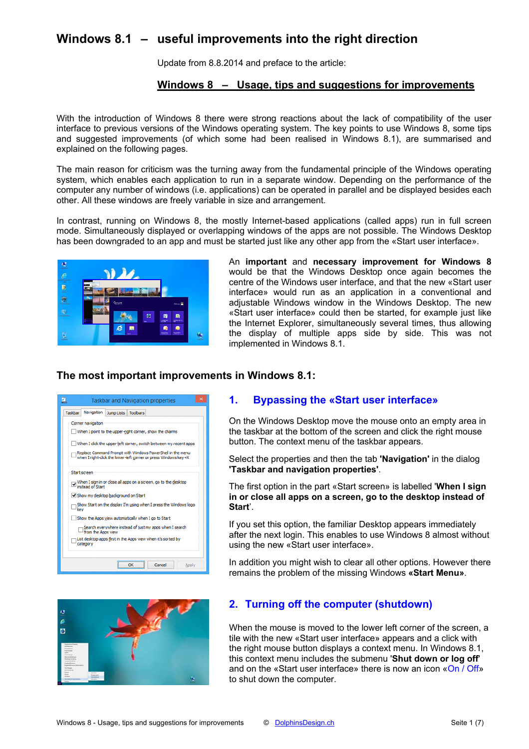# Windows 8.1 – useful improvements into the right direction

Update from 8.8.2014 and preface to the article:

## Windows 8 – Usage, tips and suggestions for improvements

With the introduction of Windows 8 there were strong reactions about the lack of compatibility of the user interface to previous versions of the Windows operating system. The key points to use Windows 8, some tips and suggested improvements (of which some had been realised in Windows 8.1), are summarised and explained on the following pages.

The main reason for criticism was the turning away from the fundamental principle of the Windows operating system, which enables each application to run in a separate window. Depending on the performance of the computer any number of windows (i.e. applications) can be operated in parallel and be displayed besides each other. All these windows are freely variable in size and arrangement.

In contrast, running on Windows 8, the mostly Internet-based applications (called apps) run in full screen mode. Simultaneously displayed or overlapping windows of the apps are not possible. The Windows Desktop has been downgraded to an app and must be started just like any other app from the «Start user interface».

An **important** and **necessary improvement for Windows 8** would be that the Windows Desktop once again becomes the centre of the Windows user interface, and that the new «Start user interface» would run as an application in a conventional and adjustable Windows window in the Windows Desktop. The new «Start user interface» could then be started, for example just like the Internet Explorer, simultaneously several times, thus allowing the display of multiple apps side by side. This was not implemented in Windows 8.1.

### The most important improvements in Windows 8.1:

### 1. Bypassing the «Start user interface»

On the Windows Desktop move the mouse onto an empty area in the taskbar at the bottom of the screen and click the right mouse button. The context menu of the taskbar appears.

Select the properties and then the tab **'Navigation'** in the dialog **'Taskbar and navigation properties'**.

The first option in the part «Start screen» is labelled '**When I sign in or close all apps on a screen, go to the desktop instead of Start**'.

If you set this option, the familiar Desktop appears immediately after the next login. This enables to use Windows 8 almost without using the new «Start user interface».

In addition you might wish to clear all other options. However there remains the problem of the missing Windows **«Start Menu»**.

### 2. Turning off the computer (shutdown)

When the mouse is moved to the lower left corner of the screen, a tile with the new «Start user interface» appears and a click with the right mouse button displays a context menu. In Windows 8.1, this context menu includes the submenu '**Shut down or log off**' and on the «Start user interface» there is now an icon «On / Off» to shut down the computer.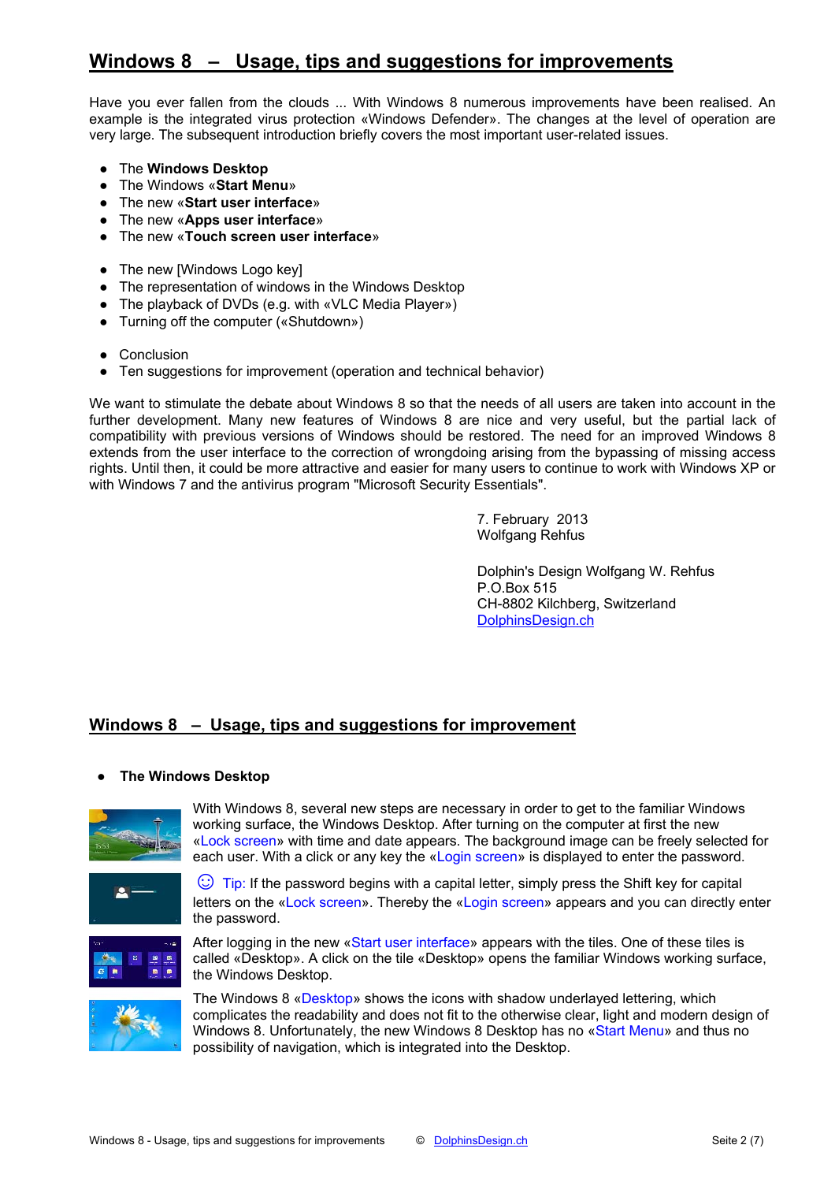# Windows 8 – Usage, tips and suggestions for improvements

Have you ever fallen from the clouds ... With Windows 8 numerous improvements have been realised. An example is the integrated virus protection «Windows Defender». The changes at the level of operation are very large. The subsequent introduction briefly covers the most important user-related issues.

- The **Windows Desktop**
- The Windows «**Start Menu**»
- The new «**Start user interface**»
- The new «**Apps user interface**»
- The new «**Touch screen user interface**»

- The new [Windows Logo key]
- The representation of windows in the Windows Desktop
- The playback of DVDs (e.g. with «VLC Media Player»)
- Turning off the computer («Shutdown»)

- Conclusion
- Ten suggestions for improvement (operation and technical behavior)

We want to stimulate the debate about Windows 8 so that the needs of all users are taken into account in the further development. Many new features of Windows 8 are nice and very useful, but the partial lack of compatibility with previous versions of Windows should be restored. The need for an improved Windows 8 extends from the user interface to the correction of wrongdoing arising from the bypassing of missing access rights. Until then, it could be more attractive and easier for many users to continue to work with Windows XP or with Windows 7 and the antivirus program "Microsoft Security Essentials".

7. February 2013
Wolfgang Rehfus

Dolphin's Design Wolfgang W. Rehfus
P.O.Box 515
CH-8802 Kilchberg, Switzerland
DolphinsDesign.ch

## Windows 8 – Usage, tips and suggestions for improvement

- **The Windows Desktop**

With Windows 8, several new steps are necessary in order to get to the familiar Windows working surface, the Windows Desktop. After turning on the computer at first the new «Lock screen» with time and date appears. The background image can be freely selected for each user. With a click or any key the «Login screen» is displayed to enter the password.

☺ Tip: If the password begins with a capital letter, simply press the Shift key for capital letters on the «Lock screen». Thereby the «Login screen» appears and you can directly enter the password.

After logging in the new «Start user interface» appears with the tiles. One of these tiles is called «Desktop». A click on the tile «Desktop» opens the familiar Windows working surface, the Windows Desktop.

The Windows 8 «Desktop» shows the icons with shadow underlayed lettering, which complicates the readability and does not fit to the otherwise clear, light and modern design of Windows 8. Unfortunately, the new Windows 8 Desktop has no «Start Menu» and thus no possibility of navigation, which is integrated into the Desktop.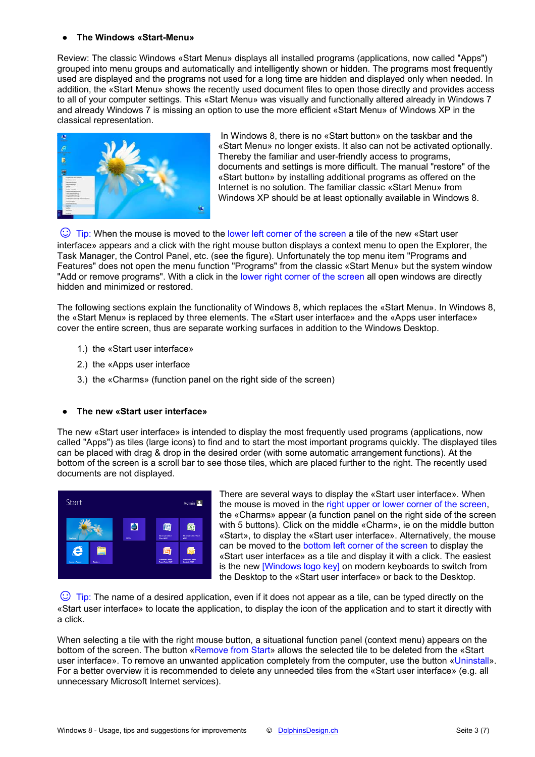- **The Windows «Start-Menu»**

Review: The classic Windows «Start Menu» displays all installed programs (applications, now called "Apps") grouped into menu groups and automatically and intelligently shown or hidden. The programs most frequently used are displayed and the programs not used for a long time are hidden and displayed only when needed. In addition, the «Start Menu» shows the recently used document files to open those directly and provides access to all of your computer settings. This «Start Menu» was visually and functionally altered already in Windows 7 and already Windows 7 is missing an option to use the more efficient «Start Menu» of Windows XP in the classical representation.

In Windows 8, there is no «Start button» on the taskbar and the «Start Menu» no longer exists. It also can not be activated optionally. Thereby the familiar and user-friendly access to programs, documents and settings is more difficult. The manual "restore" of the «Start button» by installing additional programs as offered on the Internet is no solution. The familiar classic «Start Menu» from Windows XP should be at least optionally available in Windows 8.

☺ Tip: When the mouse is moved to the lower left corner of the screen a tile of the new «Start user interface» appears and a click with the right mouse button displays a context menu to open the Explorer, the Task Manager, the Control Panel, etc. (see the figure). Unfortunately the top menu item "Programs and Features" does not open the menu function "Programs" from the classic «Start Menu» but the system window "Add or remove programs". With a click in the lower right corner of the screen all open windows are directly hidden and minimized or restored.

The following sections explain the functionality of Windows 8, which replaces the «Start Menu». In Windows 8, the «Start Menu» is replaced by three elements. The «Start user interface» and the «Apps user interface» cover the entire screen, thus are separate working surfaces in addition to the Windows Desktop.

1.) the «Start user interface»
2.) the «Apps user interface
3.) the «Charms» (function panel on the right side of the screen)

- **The new «Start user interface»**

The new «Start user interface» is intended to display the most frequently used programs (applications, now called "Apps") as tiles (large icons) to find and to start the most important programs quickly. The displayed tiles can be placed with drag & drop in the desired order (with some automatic arrangement functions). At the bottom of the screen is a scroll bar to see those tiles, which are placed further to the right. The recently used documents are not displayed.

There are several ways to display the «Start user interface». When the mouse is moved in the right upper or lower corner of the screen, the «Charms» appear (a function panel on the right side of the screen with 5 buttons). Click on the middle «Charm», ie on the middle button «Start», to display the «Start user interface». Alternatively, the mouse can be moved to the bottom left corner of the screen to display the «Start user interface» as a tile and display it with a click. The easiest is the new [Windows logo key] on modern keyboards to switch from the Desktop to the «Start user interface» or back to the Desktop.

☺ Tip: The name of a desired application, even if it does not appear as a tile, can be typed directly on the «Start user interface» to locate the application, to display the icon of the application and to start it directly with a click.

When selecting a tile with the right mouse button, a situational function panel (context menu) appears on the bottom of the screen. The button «Remove from Start» allows the selected tile to be deleted from the «Start user interface». To remove an unwanted application completely from the computer, use the button «Uninstall». For a better overview it is recommended to delete any unneeded tiles from the «Start user interface» (e.g. all unnecessary Microsoft Internet services).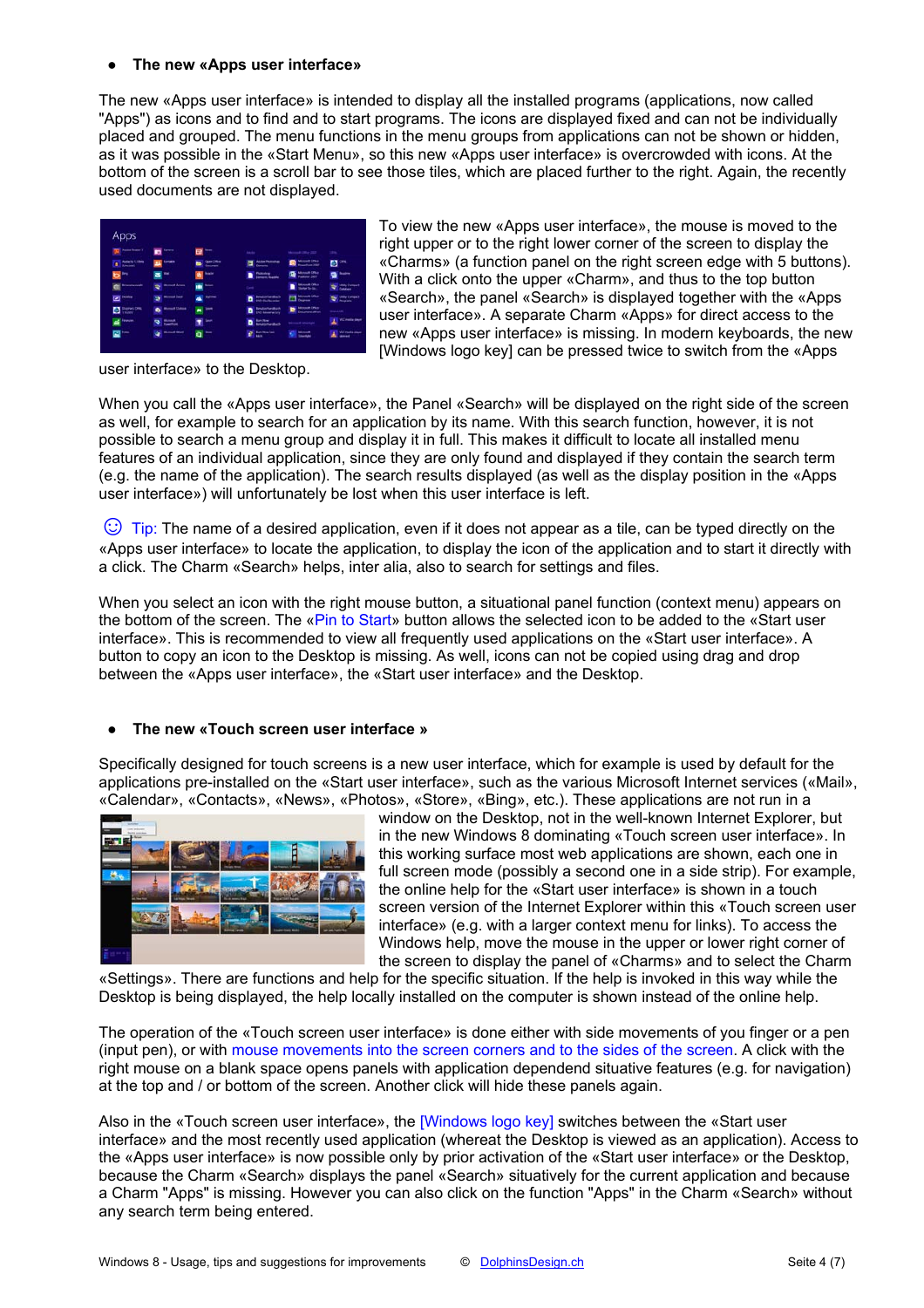- **The new «Apps user interface»**

The new «Apps user interface» is intended to display all the installed programs (applications, now called "Apps") as icons and to find and to start programs. The icons are displayed fixed and can not be individually placed and grouped. The menu functions in the menu groups from applications can not be shown or hidden, as it was possible in the «Start Menu», so this new «Apps user interface» is overcrowded with icons. At the bottom of the screen is a scroll bar to see those tiles, which are placed further to the right. Again, the recently used documents are not displayed.

To view the new «Apps user interface», the mouse is moved to the right upper or to the right lower corner of the screen to display the «Charms» (a function panel on the right screen edge with 5 buttons). With a click onto the upper «Charm», and thus to the top button «Search», the panel «Search» is displayed together with the «Apps user interface». A separate Charm «Apps» for direct access to the new «Apps user interface» is missing. In modern keyboards, the new [Windows logo key] can be pressed twice to switch from the «Apps user interface» to the Desktop.

When you call the «Apps user interface», the Panel «Search» will be displayed on the right side of the screen as well, for example to search for an application by its name. With this search function, however, it is not possible to search a menu group and display it in full. This makes it difficult to locate all installed menu features of an individual application, since they are only found and displayed if they contain the search term (e.g. the name of the application). The search results displayed (as well as the display position in the «Apps user interface») will unfortunately be lost when this user interface is left.

☺ Tip: The name of a desired application, even if it does not appear as a tile, can be typed directly on the «Apps user interface» to locate the application, to display the icon of the application and to start it directly with a click. The Charm «Search» helps, inter alia, also to search for settings and files.

When you select an icon with the right mouse button, a situational panel function (context menu) appears on the bottom of the screen. The «Pin to Start» button allows the selected icon to be added to the «Start user interface». This is recommended to view all frequently used applications on the «Start user interface». A button to copy an icon to the Desktop is missing. As well, icons can not be copied using drag and drop between the «Apps user interface», the «Start user interface» and the Desktop.

- **The new «Touch screen user interface »**

Specifically designed for touch screens is a new user interface, which for example is used by default for the applications pre-installed on the «Start user interface», such as the various Microsoft Internet services («Mail», «Calendar», «Contacts», «News», «Photos», «Store», «Bing», etc.). These applications are not run in a window on the Desktop, not in the well-known Internet Explorer, but in the new Windows 8 dominating «Touch screen user interface». In this working surface most web applications are shown, each one in full screen mode (possibly a second one in a side strip). For example, the online help for the «Start user interface» is shown in a touch screen version of the Internet Explorer within this «Touch screen user interface» (e.g. with a larger context menu for links). To access the Windows help, move the mouse in the upper or lower right corner of the screen to display the panel of «Charms» and to select the Charm «Settings». There are functions and help for the specific situation. If the help is invoked in this way while the Desktop is being displayed, the help locally installed on the computer is shown instead of the online help.

The operation of the «Touch screen user interface» is done either with side movements of you finger or a pen (input pen), or with mouse movements into the screen corners and to the sides of the screen. A click with the right mouse on a blank space opens panels with application dependend situative features (e.g. for navigation) at the top and / or bottom of the screen. Another click will hide these panels again.

Also in the «Touch screen user interface», the [Windows logo key] switches between the «Start user interface» and the most recently used application (whereat the Desktop is viewed as an application). Access to the «Apps user interface» is now possible only by prior activation of the «Start user interface» or the Desktop, because the Charm «Search» displays the panel «Search» situatively for the current application and because a Charm "Apps" is missing. However you can also click on the function "Apps" in the Charm «Search» without any search term being entered.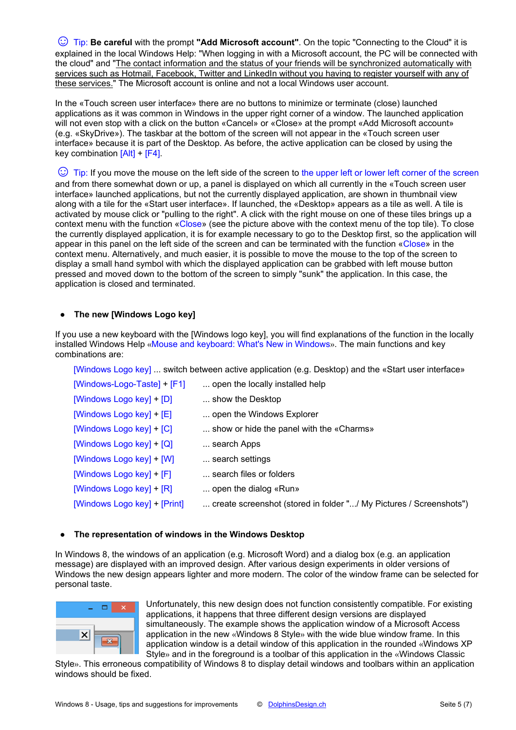☺ Tip: **Be careful** with the prompt **"Add Microsoft account"**. On the topic "Connecting to the Cloud" it is explained in the local Windows Help: "When logging in with a Microsoft account, the PC will be connected with the cloud" and "The contact information and the status of your friends will be synchronized automatically with services such as Hotmail, Facebook, Twitter and LinkedIn without you having to register yourself with any of these services." The Microsoft account is online and not a local Windows user account.

In the «Touch screen user interface» there are no buttons to minimize or terminate (close) launched applications as it was common in Windows in the upper right corner of a window. The launched application will not even stop with a click on the button «Cancel» or «Close» at the prompt «Add Microsoft account» (e.g. «SkyDrive»). The taskbar at the bottom of the screen will not appear in the «Touch screen user interface» because it is part of the Desktop. As before, the active application can be closed by using the key combination [Alt] + [F4].

☺ Tip: If you move the mouse on the left side of the screen to the upper left or lower left corner of the screen and from there somewhat down or up, a panel is displayed on which all currently in the «Touch screen user interface» launched applications, but not the currently displayed application, are shown in thumbnail view along with a tile for the «Start user interface». If launched, the «Desktop» appears as a tile as well. A tile is activated by mouse click or "pulling to the right". A click with the right mouse on one of these tiles brings up a context menu with the function «Close» (see the picture above with the context menu of the top tile). To close the currently displayed application, it is for example necessary to go to the Desktop first, so the application will appear in this panel on the left side of the screen and can be terminated with the function «Close» in the context menu. Alternatively, and much easier, it is possible to move the mouse to the top of the screen to display a small hand symbol with which the displayed application can be grabbed with left mouse button pressed and moved down to the bottom of the screen to simply "sunk" the application. In this case, the application is closed and terminated.

- **The new [Windows Logo key]**

If you use a new keyboard with the [Windows logo key], you will find explanations of the function in the locally installed Windows Help «Mouse and keyboard: What's New in Windows». The main functions and key combinations are:

[Windows Logo key] ... switch between active application (e.g. Desktop) and the «Start user interface»
[Windows-Logo-Taste] + [F1] ... open the locally installed help
[Windows Logo key] + [D] ... show the Desktop
[Windows Logo key] + [E] ... open the Windows Explorer
[Windows Logo key] + [C] ... show or hide the panel with the «Charms»
[Windows Logo key] + [Q] ... search Apps
[Windows Logo key] + [W] ... search settings
[Windows Logo key] + [F] ... search files or folders
[Windows Logo key] + [R] ... open the dialog «Run»
[Windows Logo key] + [Print] ... create screenshot (stored in folder ".../ My Pictures / Screenshots")

- **The representation of windows in the Windows Desktop**

In Windows 8, the windows of an application (e.g. Microsoft Word) and a dialog box (e.g. an application message) are displayed with an improved design. After various design experiments in older versions of Windows the new design appears lighter and more modern. The color of the window frame can be selected for personal taste.

Unfortunately, this new design does not function consistently compatible. For existing applications, it happens that three different design versions are displayed simultaneously. The example shows the application window of a Microsoft Access application in the new «Windows 8 Style» with the wide blue window frame. In this application window is a detail window of this application in the rounded «Windows XP Style» and in the foreground is a toolbar of this application in the «Windows Classic Style». This erroneous compatibility of Windows 8 to display detail windows and toolbars within an application windows should be fixed.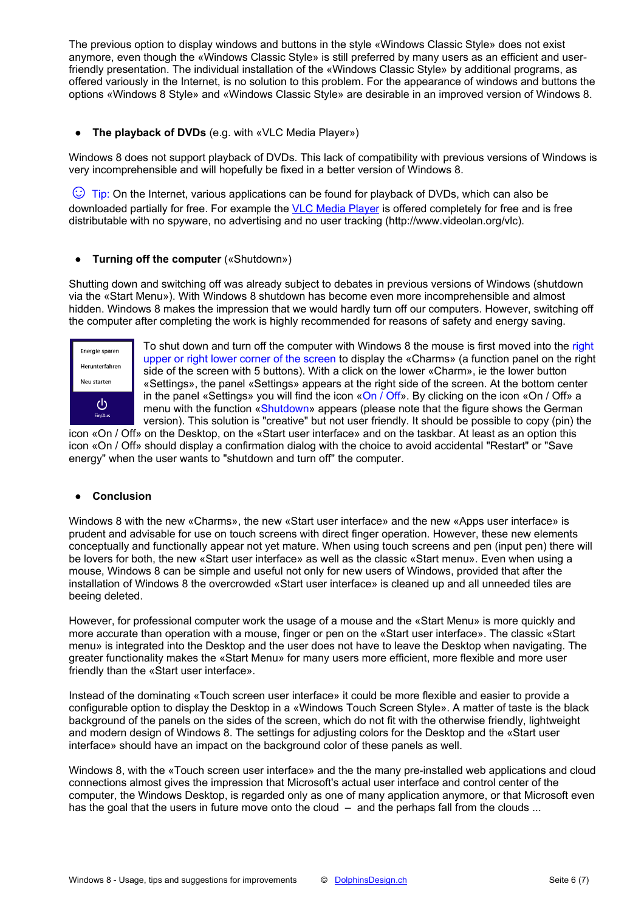The previous option to display windows and buttons in the style «Windows Classic Style» does not exist anymore, even though the «Windows Classic Style» is still preferred by many users as an efficient and user-friendly presentation. The individual installation of the «Windows Classic Style» by additional programs, as offered variously in the Internet, is no solution to this problem. For the appearance of windows and buttons the options «Windows 8 Style» and «Windows Classic Style» are desirable in an improved version of Windows 8.

- **The playback of DVDs** (e.g. with «VLC Media Player»)

Windows 8 does not support playback of DVDs. This lack of compatibility with previous versions of Windows is very incomprehensible and will hopefully be fixed in a better version of Windows 8.

☺ Tip: On the Internet, various applications can be found for playback of DVDs, which can also be downloaded partially for free. For example the VLC Media Player is offered completely for free and is free distributable with no spyware, no advertising and no user tracking (http://www.videolan.org/vlc).

- **Turning off the computer** («Shutdown»)

Shutting down and switching off was already subject to debates in previous versions of Windows (shutdown via the «Start Menu»). With Windows 8 shutdown has become even more incomprehensible and almost hidden. Windows 8 makes the impression that we would hardly turn off our computers. However, switching off the computer after completing the work is highly recommended for reasons of safety and energy saving.

Energie sparen
Herunterfahren
Neu starten
Ein/Aus

To shut down and turn off the computer with Windows 8 the mouse is first moved into the right upper or right lower corner of the screen to display the «Charms» (a function panel on the right side of the screen with 5 buttons). With a click on the lower «Charm», ie the lower button «Settings», the panel «Settings» appears at the right side of the screen. At the bottom center in the panel «Settings» you will find the icon «On / Off». By clicking on the icon «On / Off» a menu with the function «Shutdown» appears (please note that the figure shows the German version). This solution is "creative" but not user friendly. It should be possible to copy (pin) the icon «On / Off» on the Desktop, on the «Start user interface» and on the taskbar. At least as an option this icon «On / Off» should display a confirmation dialog with the choice to avoid accidental "Restart" or "Save energy" when the user wants to "shutdown and turn off" the computer.

- **Conclusion**

Windows 8 with the new «Charms», the new «Start user interface» and the new «Apps user interface» is prudent and advisable for use on touch screens with direct finger operation. However, these new elements conceptually and functionally appear not yet mature. When using touch screens and pen (input pen) there will be lovers for both, the new «Start user interface» as well as the classic «Start menu». Even when using a mouse, Windows 8 can be simple and useful not only for new users of Windows, provided that after the installation of Windows 8 the overcrowded «Start user interface» is cleaned up and all unneeded tiles are beeing deleted.

However, for professional computer work the usage of a mouse and the «Start Menu» is more quickly and more accurate than operation with a mouse, finger or pen on the «Start user interface». The classic «Start menu» is integrated into the Desktop and the user does not have to leave the Desktop when navigating. The greater functionality makes the «Start Menu» for many users more efficient, more flexible and more user friendly than the «Start user interface».

Instead of the dominating «Touch screen user interface» it could be more flexible and easier to provide a configurable option to display the Desktop in a «Windows Touch Screen Style». A matter of taste is the black background of the panels on the sides of the screen, which do not fit with the otherwise friendly, lightweight and modern design of Windows 8. The settings for adjusting colors for the Desktop and the «Start user interface» should have an impact on the background color of these panels as well.

Windows 8, with the «Touch screen user interface» and the the many pre-installed web applications and cloud connections almost gives the impression that Microsoft's actual user interface and control center of the computer, the Windows Desktop, is regarded only as one of many application anymore, or that Microsoft even has the goal that the users in future move onto the cloud – and the perhaps fall from the clouds ...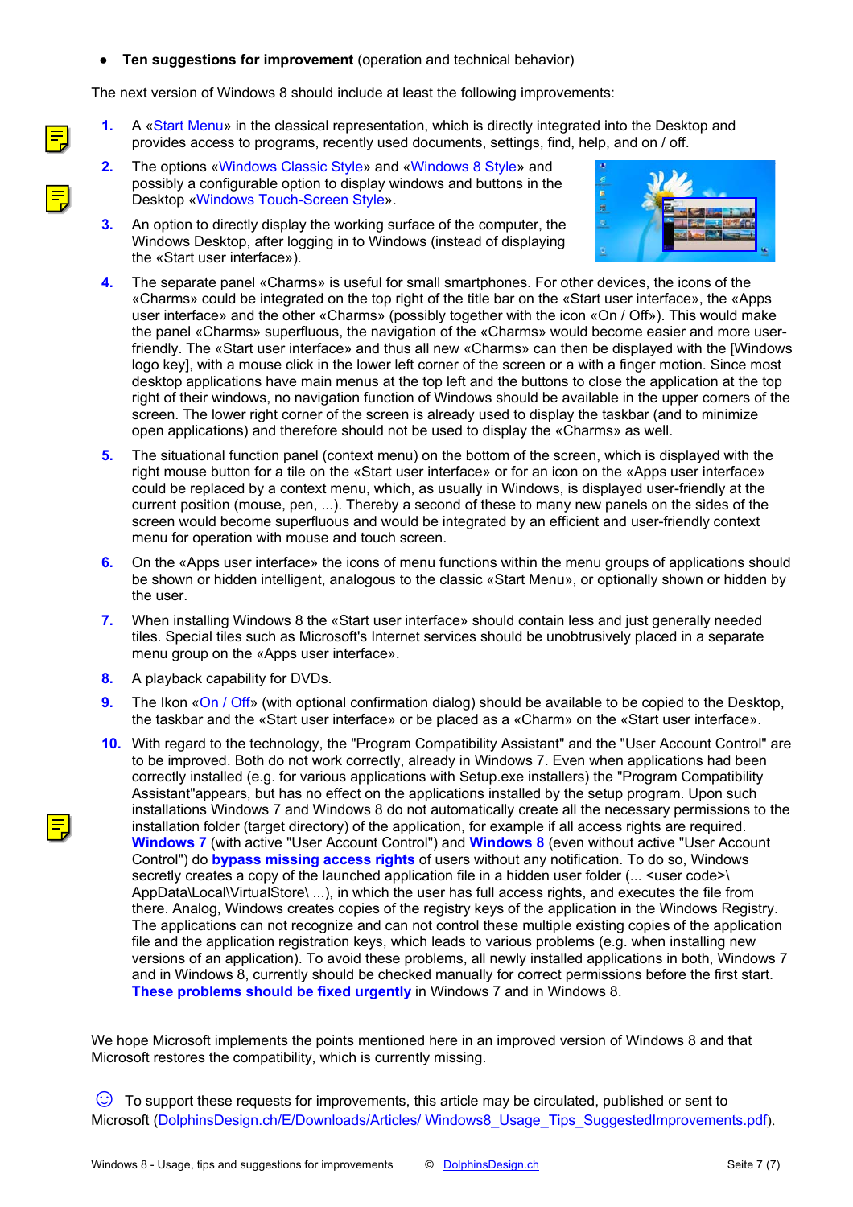- **Ten suggestions for improvement** (operation and technical behavior)

The next version of Windows 8 should include at least the following improvements:

1. A «Start Menu» in the classical representation, which is directly integrated into the Desktop and provides access to programs, recently used documents, settings, find, help, and on / off.
2. The options «Windows Classic Style» and «Windows 8 Style» and possibly a configurable option to display windows and buttons in the Desktop «Windows Touch-Screen Style».
3. An option to directly display the working surface of the computer, the Windows Desktop, after logging in to Windows (instead of displaying the «Start user interface»).
4. The separate panel «Charms» is useful for small smartphones. For other devices, the icons of the «Charms» could be integrated on the top right of the title bar on the «Start user interface», the «Apps user interface» and the other «Charms» (possibly together with the icon «On / Off»). This would make the panel «Charms» superfluous, the navigation of the «Charms» would become easier and more user-friendly. The «Start user interface» and thus all new «Charms» can then be displayed with the [Windows logo key], with a mouse click in the lower left corner of the screen or a with a finger motion. Since most desktop applications have main menus at the top left and the buttons to close the application at the top right of their windows, no navigation function of Windows should be available in the upper corners of the screen. The lower right corner of the screen is already used to display the taskbar (and to minimize open applications) and therefore should not be used to display the «Charms» as well.
5. The situational function panel (context menu) on the bottom of the screen, which is displayed with the right mouse button for a tile on the «Start user interface» or for an icon on the «Apps user interface» could be replaced by a context menu, which, as usually in Windows, is displayed user-friendly at the current position (mouse, pen, ...). Thereby a second of these to many new panels on the sides of the screen would become superfluous and would be integrated by an efficient and user-friendly context menu for operation with mouse and touch screen.
6. On the «Apps user interface» the icons of menu functions within the menu groups of applications should be shown or hidden intelligent, analogous to the classic «Start Menu», or optionally shown or hidden by the user.
7. When installing Windows 8 the «Start user interface» should contain less and just generally needed tiles. Special tiles such as Microsoft's Internet services should be unobtrusively placed in a separate menu group on the «Apps user interface».
8. A playback capability for DVDs.
9. The Ikon «On / Off» (with optional confirmation dialog) should be available to be copied to the Desktop, the taskbar and the «Start user interface» or be placed as a «Charm» on the «Start user interface».
10. With regard to the technology, the "Program Compatibility Assistant" and the "User Account Control" are to be improved. Both do not work correctly, already in Windows 7. Even when applications had been correctly installed (e.g. for various applications with Setup.exe installers) the "Program Compatibility Assistant"appears, but has no effect on the applications installed by the setup program. Upon such installations Windows 7 and Windows 8 do not automatically create all the necessary permissions to the installation folder (target directory) of the application, for example if all access rights are required. **Windows 7** (with active "User Account Control") and **Windows 8** (even without active "User Account Control") do **bypass missing access rights** of users without any notification. To do so, Windows secretly creates a copy of the launched application file in a hidden user folder (... <user code>\AppData\Local\VirtualStore\ ...), in which the user has full access rights, and executes the file from there. Analog, Windows creates copies of the registry keys of the application in the Windows Registry. The applications can not recognize and can not control these multiple existing copies of the application file and the application registration keys, which leads to various problems (e.g. when installing new versions of an application). To avoid these problems, all newly installed applications in both, Windows 7 and in Windows 8, currently should be checked manually for correct permissions before the first start. **These problems should be fixed urgently** in Windows 7 and in Windows 8.

We hope Microsoft implements the points mentioned here in an improved version of Windows 8 and that Microsoft restores the compatibility, which is currently missing.

☺ To support these requests for improvements, this article may be circulated, published or sent to Microsoft (DolphinsDesign.ch/E/Downloads/Articles/ Windows8_Usage_Tips_SuggestedImprovements.pdf).